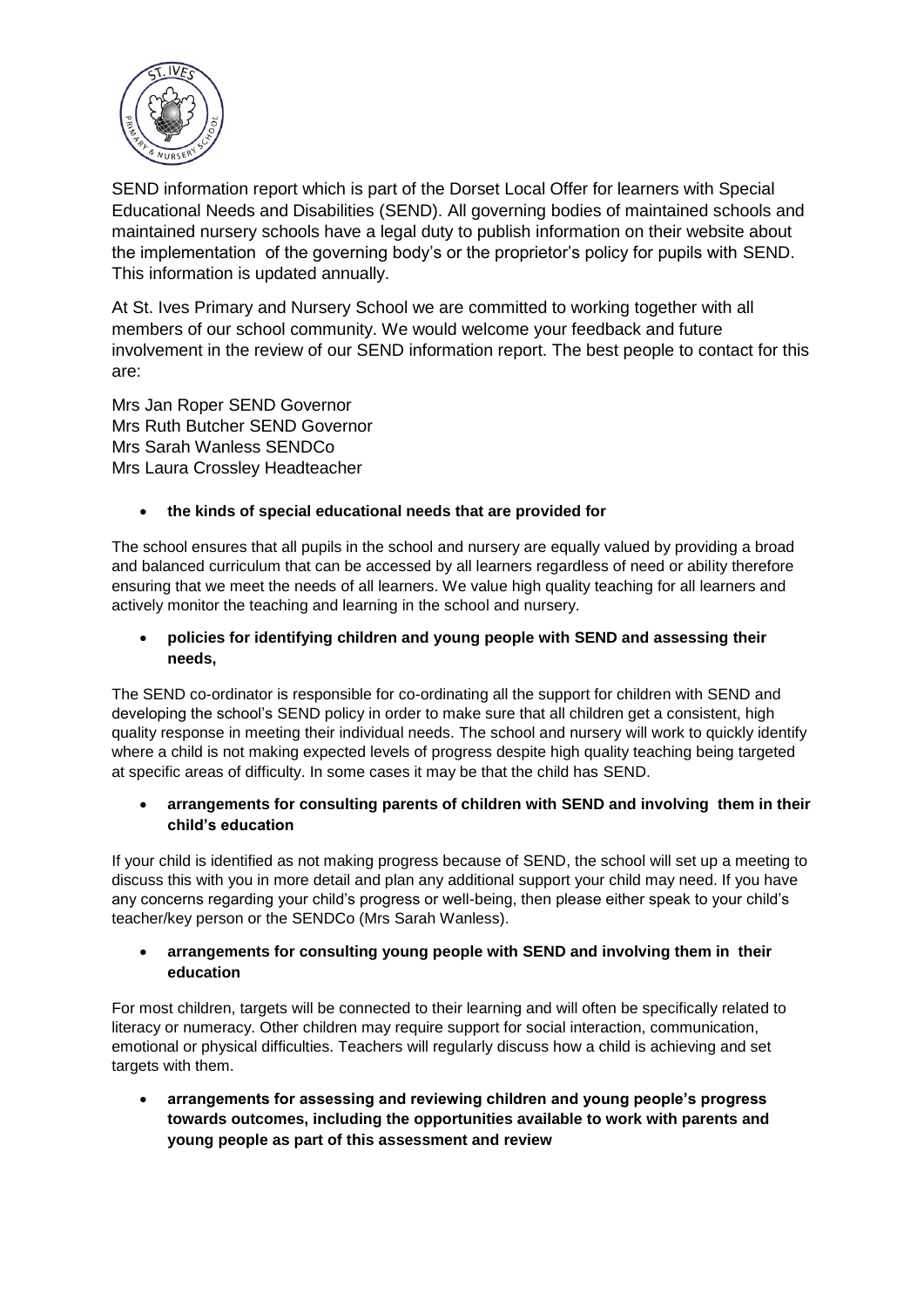SEND information report which is part of the Dorset Local Offer for learners with Special Educational Needs and Disabilities (SEND). All governing bodies of maintained schools and maintained nursery schools have a legal duty to publish information on their website about the implementation of the governing body's or the proprietor's policy for pupils with SEND. This information is updated annually.

At St. Ives Primary and Nursery School we are committed to working together with all members of our school community. We would welcome your feedback and future involvement in the review of our SEND information report. The best people to contact for this are:

Mrs Jan Roper SEND Governor
Mrs Ruth Butcher SEND Governor
Mrs Sarah Wanless SENDCo
Mrs Laura Crossley Headteacher

- **the kinds of special educational needs that are provided for**

The school ensures that all pupils in the school and nursery are equally valued by providing a broad and balanced curriculum that can be accessed by all learners regardless of need or ability therefore ensuring that we meet the needs of all learners. We value high quality teaching for all learners and actively monitor the teaching and learning in the school and nursery.

- **policies for identifying children and young people with SEND and assessing their needs,**

The SEND co-ordinator is responsible for co-ordinating all the support for children with SEND and developing the school's SEND policy in order to make sure that all children get a consistent, high quality response in meeting their individual needs. The school and nursery will work to quickly identify where a child is not making expected levels of progress despite high quality teaching being targeted at specific areas of difficulty. In some cases it may be that the child has SEND.

- **arrangements for consulting parents of children with SEND and involving them in their child's education**

If your child is identified as not making progress because of SEND, the school will set up a meeting to discuss this with you in more detail and plan any additional support your child may need. If you have any concerns regarding your child's progress or well-being, then please either speak to your child's teacher/key person or the SENDCo (Mrs Sarah Wanless).

- **arrangements for consulting young people with SEND and involving them in their education**

For most children, targets will be connected to their learning and will often be specifically related to literacy or numeracy. Other children may require support for social interaction, communication, emotional or physical difficulties. Teachers will regularly discuss how a child is achieving and set targets with them.

- **arrangements for assessing and reviewing children and young people's progress towards outcomes, including the opportunities available to work with parents and young people as part of this assessment and review**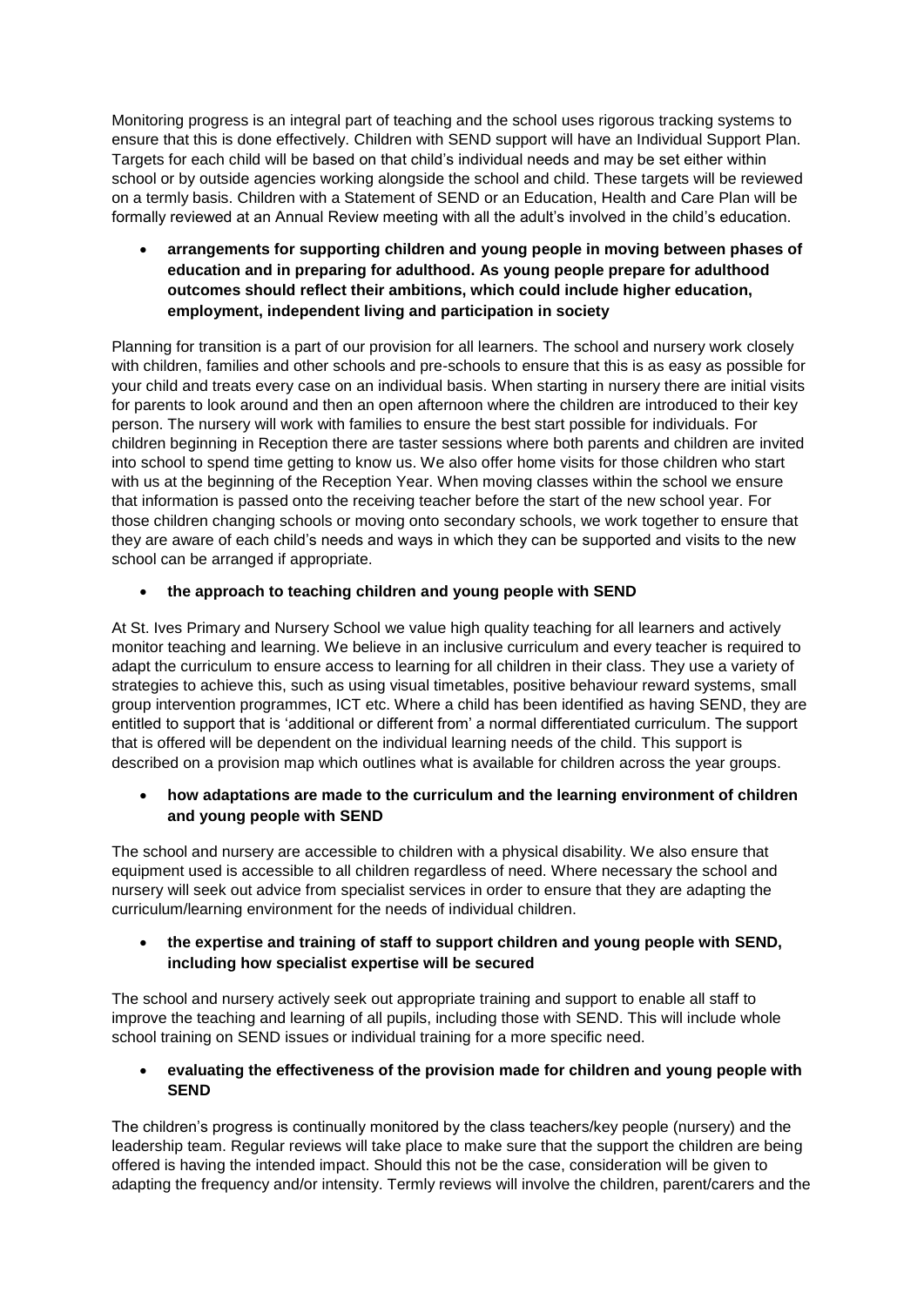Monitoring progress is an integral part of teaching and the school uses rigorous tracking systems to ensure that this is done effectively. Children with SEND support will have an Individual Support Plan. Targets for each child will be based on that child's individual needs and may be set either within school or by outside agencies working alongside the school and child. These targets will be reviewed on a termly basis. Children with a Statement of SEND or an Education, Health and Care Plan will be formally reviewed at an Annual Review meeting with all the adult's involved in the child's education.

- **arrangements for supporting children and young people in moving between phases of education and in preparing for adulthood. As young people prepare for adulthood outcomes should reflect their ambitions, which could include higher education, employment, independent living and participation in society**

Planning for transition is a part of our provision for all learners. The school and nursery work closely with children, families and other schools and pre-schools to ensure that this is as easy as possible for your child and treats every case on an individual basis. When starting in nursery there are initial visits for parents to look around and then an open afternoon where the children are introduced to their key person. The nursery will work with families to ensure the best start possible for individuals. For children beginning in Reception there are taster sessions where both parents and children are invited into school to spend time getting to know us. We also offer home visits for those children who start with us at the beginning of the Reception Year. When moving classes within the school we ensure that information is passed onto the receiving teacher before the start of the new school year. For those children changing schools or moving onto secondary schools, we work together to ensure that they are aware of each child's needs and ways in which they can be supported and visits to the new school can be arranged if appropriate.

- **the approach to teaching children and young people with SEND**

At St. Ives Primary and Nursery School we value high quality teaching for all learners and actively monitor teaching and learning. We believe in an inclusive curriculum and every teacher is required to adapt the curriculum to ensure access to learning for all children in their class. They use a variety of strategies to achieve this, such as using visual timetables, positive behaviour reward systems, small group intervention programmes, ICT etc. Where a child has been identified as having SEND, they are entitled to support that is 'additional or different from' a normal differentiated curriculum. The support that is offered will be dependent on the individual learning needs of the child. This support is described on a provision map which outlines what is available for children across the year groups.

- **how adaptations are made to the curriculum and the learning environment of children and young people with SEND**

The school and nursery are accessible to children with a physical disability. We also ensure that equipment used is accessible to all children regardless of need. Where necessary the school and nursery will seek out advice from specialist services in order to ensure that they are adapting the curriculum/learning environment for the needs of individual children.

- **the expertise and training of staff to support children and young people with SEND, including how specialist expertise will be secured**

The school and nursery actively seek out appropriate training and support to enable all staff to improve the teaching and learning of all pupils, including those with SEND. This will include whole school training on SEND issues or individual training for a more specific need.

- **evaluating the effectiveness of the provision made for children and young people with SEND**

The children's progress is continually monitored by the class teachers/key people (nursery) and the leadership team. Regular reviews will take place to make sure that the support the children are being offered is having the intended impact. Should this not be the case, consideration will be given to adapting the frequency and/or intensity. Termly reviews will involve the children, parent/carers and the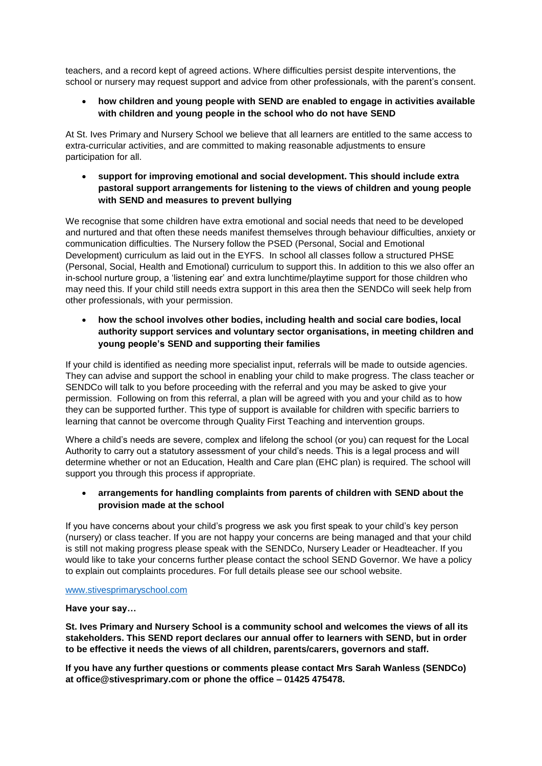teachers, and a record kept of agreed actions. Where difficulties persist despite interventions, the school or nursery may request support and advice from other professionals, with the parent's consent.

- **how children and young people with SEND are enabled to engage in activities available with children and young people in the school who do not have SEND**

At St. Ives Primary and Nursery School we believe that all learners are entitled to the same access to extra-curricular activities, and are committed to making reasonable adjustments to ensure participation for all.

- **support for improving emotional and social development. This should include extra pastoral support arrangements for listening to the views of children and young people with SEND and measures to prevent bullying**

We recognise that some children have extra emotional and social needs that need to be developed and nurtured and that often these needs manifest themselves through behaviour difficulties, anxiety or communication difficulties. The Nursery follow the PSED (Personal, Social and Emotional Development) curriculum as laid out in the EYFS. In school all classes follow a structured PHSE (Personal, Social, Health and Emotional) curriculum to support this. In addition to this we also offer an in-school nurture group, a 'listening ear' and extra lunchtime/playtime support for those children who may need this. If your child still needs extra support in this area then the SENDCo will seek help from other professionals, with your permission.

- **how the school involves other bodies, including health and social care bodies, local authority support services and voluntary sector organisations, in meeting children and young people's SEND and supporting their families**

If your child is identified as needing more specialist input, referrals will be made to outside agencies. They can advise and support the school in enabling your child to make progress. The class teacher or SENDCo will talk to you before proceeding with the referral and you may be asked to give your permission. Following on from this referral, a plan will be agreed with you and your child as to how they can be supported further. This type of support is available for children with specific barriers to learning that cannot be overcome through Quality First Teaching and intervention groups.

Where a child's needs are severe, complex and lifelong the school (or you) can request for the Local Authority to carry out a statutory assessment of your child's needs. This is a legal process and will determine whether or not an Education, Health and Care plan (EHC plan) is required. The school will support you through this process if appropriate.

- **arrangements for handling complaints from parents of children with SEND about the provision made at the school**

If you have concerns about your child's progress we ask you first speak to your child's key person (nursery) or class teacher. If you are not happy your concerns are being managed and that your child is still not making progress please speak with the SENDCo, Nursery Leader or Headteacher. If you would like to take your concerns further please contact the school SEND Governor. We have a policy to explain out complaints procedures. For full details please see our school website.

[www.stivesprimaryschool.com](www.stivesprimaryschool.com)

**Have your say…**

**St. Ives Primary and Nursery School is a community school and welcomes the views of all its stakeholders. This SEND report declares our annual offer to learners with SEND, but in order to be effective it needs the views of all children, parents/carers, governors and staff.**

**If you have any further questions or comments please contact Mrs Sarah Wanless (SENDCo) at office@stivesprimary.com or phone the office – 01425 475478.**